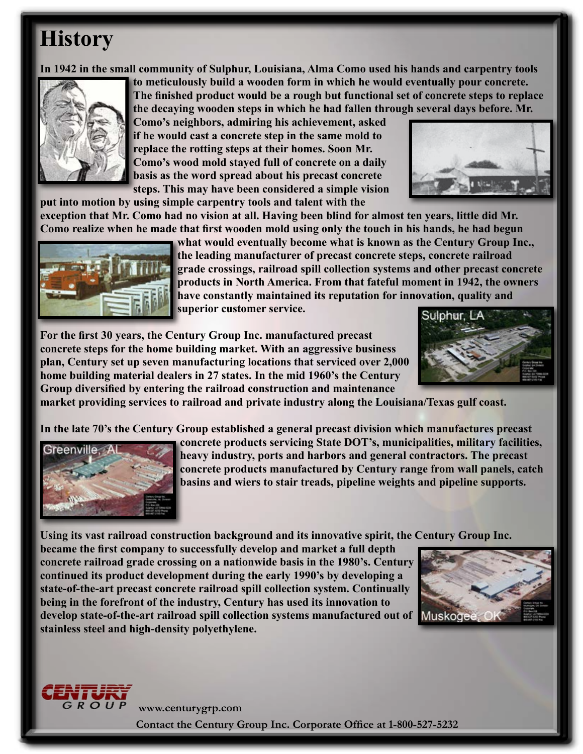# History

**In 1942 in the small community of Sulphur, Louisiana, Alma Como used his hands and carpentry tools to meticulously build a wooden form in which he would eventually pour concrete. The finished product would be a rough but functional set of concrete steps to replace the decaying wooden steps in which he had fallen through several days before. Mr. Como's neighbors, admiring his achievement, asked if he would cast a concrete step in the same mold to replace the rotting steps at their homes. Soon Mr. Como's wood mold stayed full of concrete on a daily basis as the word spread about his precast concrete steps. This may have been considered a simple vision put into motion by using simple carpentry tools and talent with the exception that Mr. Como had no vision at all. Having been blind for almost ten years, little did Mr. Como realize when he made that first wooden mold using only the touch in his hands, he had begun what would eventually become what is known as the Century Group Inc., the leading manufacturer of precast concrete steps, concrete railroad grade crossings, railroad spill collection systems and other precast concrete products in North America. From that fateful moment in 1942, the owners have constantly maintained its reputation for innovation, quality and superior customer service.**

**For the first 30 years, the Century Group Inc. manufactured precast concrete steps for the home building market. With an aggressive business plan, Century set up seven manufacturing locations that serviced over 2,000 home building material dealers in 27 states. In the mid 1960's the Century Group diversified by entering the railroad construction and maintenance market providing services to railroad and private industry along the Louisiana/Texas gulf coast.**

**In the late 70's the Century Group established a general precast division which manufactures precast concrete products servicing State DOT's, municipalities, military facilities, heavy industry, ports and harbors and general contractors. The precast concrete products manufactured by Century range from wall panels, catch basins and wiers to stair treads, pipeline weights and pipeline supports.**

**Using its vast railroad construction background and its innovative spirit, the Century Group Inc. became the first company to successfully develop and market a full depth concrete railroad grade crossing on a nationwide basis in the 1980's. Century continued its product development during the early 1990's by developing a state-of-the-art precast concrete railroad spill collection system. Continually being in the forefront of the industry, Century has used its innovation to develop state-of-the-art railroad spill collection systems manufactured out of stainless steel and high-density polyethylene.**

www.centurygrp.com

Contact the Century Group Inc. Corporate Office at 1-800-527-5232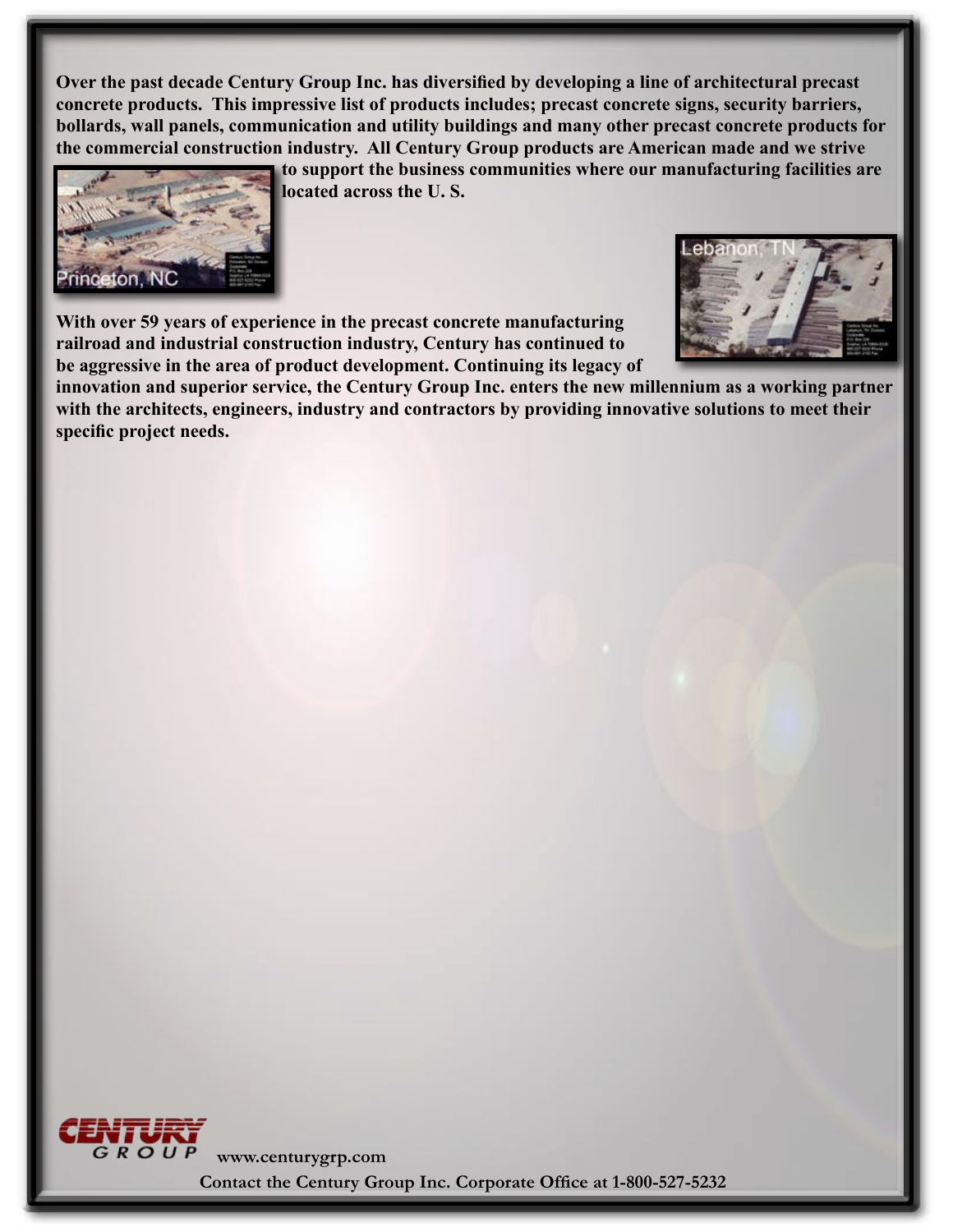**Over the past decade Century Group Inc. has diversified by developing a line of architectural precast concrete products. This impressive list of products includes; precast concrete signs, security barriers, bollards, wall panels, communication and utility buildings and many other precast concrete products for the commercial construction industry. All Century Group products are American made and we strive to support the business communities where our manufacturing facilities are located across the U. S.**

Princeton, NC

Lebanon, TN

**With over 59 years of experience in the precast concrete manufacturing railroad and industrial construction industry, Century has continued to be aggressive in the area of product development. Continuing its legacy of innovation and superior service, the Century Group Inc. enters the new millennium as a working partner with the architects, engineers, industry and contractors by providing innovative solutions to meet their specific project needs.**

CENTURY GROUP

**www.centurygrp.com**

**Contact the Century Group Inc. Corporate Office at 1-800-527-5232**